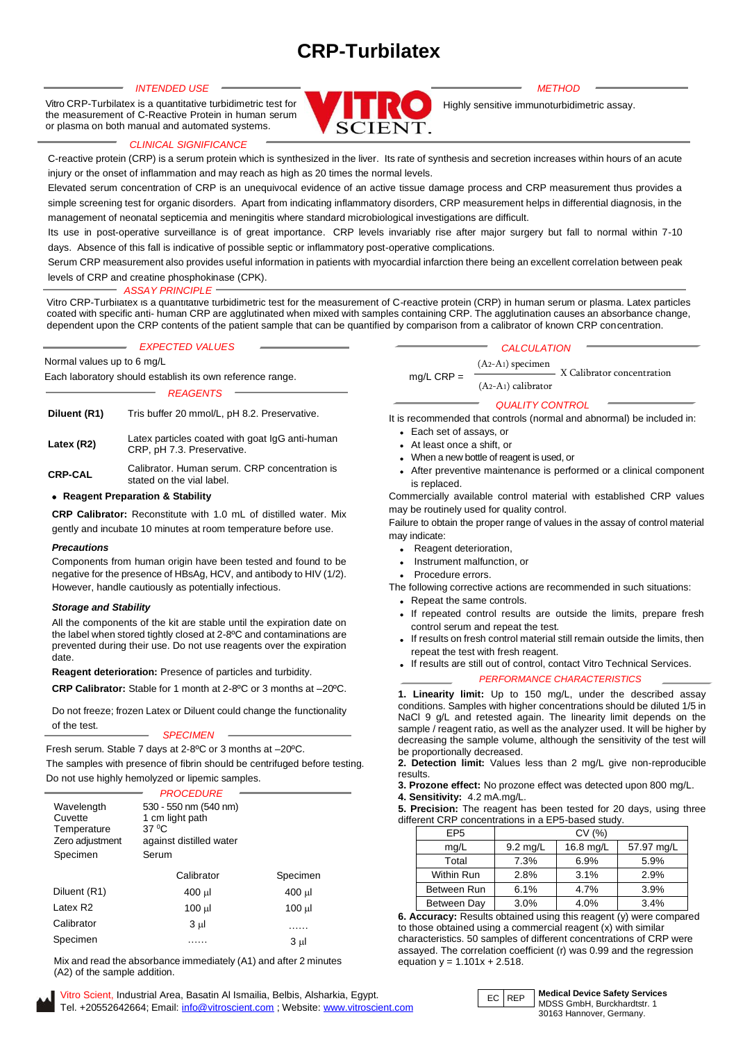# CRP-Turbilatex

## INTENDED USE

Vitro CRP-Turbilatex is a quantitative turbidimetric test for the measurement of C-Reactive Protein in human serum or plasma on both manual and automated systems.

## METHOD

Highly sensitive immunoturbidimetric assay.

## CLINICAL SIGNIFICANCE

C-reactive protein (CRP) is a serum protein which is synthesized in the liver. Its rate of synthesis and secretion increases within hours of an acute injury or the onset of inflammation and may reach as high as 20 times the normal levels.

Elevated serum concentration of CRP is an unequivocal evidence of an active tissue damage process and CRP measurement thus provides a simple screening test for organic disorders. Apart from indicating inflammatory disorders, CRP measurement helps in differential diagnosis, in the management of neonatal septicemia and meningitis where standard microbiological investigations are difficult.

Its use in post-operative surveillance is of great importance. CRP levels invariably rise after major surgery but fall to normal within 7-10 days. Absence of this fall is indicative of possible septic or inflammatory post-operative complications.

Serum CRP measurement also provides useful information in patients with myocardial infarction there being an excellent correlation between peak levels of CRP and creatine phosphokinase (CPK).

## ASSAY PRINCIPLE

Vitro CRP-Turbilatex is a quantitative turbidimetric test for the measurement of C-reactive protein (CRP) in human serum or plasma. Latex particles coated with specific anti- human CRP are agglutinated when mixed with samples containing CRP. The agglutination causes an absorbance change, dependent upon the CRP contents of the patient sample that can be quantified by comparison from a calibrator of known CRP concentration.

## EXPECTED VALUES

Normal values up to 6 mg/L

Each laboratory should establish its own reference range.

## REAGENTS

| | |
|---|---|
| **Diluent (R1)** | Tris buffer 20 mmol/L, pH 8.2. Preservative. |
| **Latex (R2)** | Latex particles coated with goat IgG anti-human CRP, pH 7.3. Preservative. |
| **CRP-CAL** | Calibrator. Human serum. CRP concentration is stated on the vial label. |

- **Reagent Preparation & Stability**

**CRP Calibrator:** Reconstitute with 1.0 mL of distilled water. Mix gently and incubate 10 minutes at room temperature before use.

***Precautions***

Components from human origin have been tested and found to be negative for the presence of HBsAg, HCV, and antibody to HIV (1/2). However, handle cautiously as potentially infectious.

***Storage and Stability***

All the components of the kit are stable until the expiration date on the label when stored tightly closed at 2-8ºC and contaminations are prevented during their use. Do not use reagents over the expiration date.

**Reagent deterioration:** Presence of particles and turbidity.

**CRP Calibrator:** Stable for 1 month at 2-8ºC or 3 months at –20ºC.

Do not freeze; frozen Latex or Diluent could change the functionality of the test.

## SPECIMEN

Fresh serum. Stable 7 days at 2-8ºC or 3 months at –20ºC.

The samples with presence of fibrin should be centrifuged before testing.

Do not use highly hemolyzed or lipemic samples.

## PROCEDURE

| | |
|---|---|
| Wavelength | 530 - 550 nm (540 nm) |
| Cuvette | 1 cm light path |
| Temperature | 37 ºC |
| Zero adjustment | against distilled water |
| Specimen | Serum |

| | Calibrator | Specimen |
|---|---|---|
| Diluent (R1) | 400 µl | 400 µl |
| Latex R2 | 100 µl | 100 µl |
| Calibrator | 3 µl | …… |
| Specimen | …… | 3 µl |

Mix and read the absorbance immediately (A1) and after 2 minutes (A2) of the sample addition.

## CALCULATION

$$\text{mg/L CRP} = \frac{(A_2\text{-}A_1)\ \text{specimen}}{(A_2\text{-}A_1)\ \text{calibrator}} \times \text{Calibrator concentration}$$

## QUALITY CONTROL

It is recommended that controls (normal and abnormal) be included in:

- Each set of assays, or
- At least once a shift, or
- When a new bottle of reagent is used, or
- After preventive maintenance is performed or a clinical component is replaced.

Commercially available control material with established CRP values may be routinely used for quality control.

Failure to obtain the proper range of values in the assay of control material may indicate:

- Reagent deterioration,
- Instrument malfunction, or
- Procedure errors.

The following corrective actions are recommended in such situations:

- Repeat the same controls.
- If repeated control results are outside the limits, prepare fresh control serum and repeat the test.
- If results on fresh control material still remain outside the limits, then repeat the test with fresh reagent.
- If results are still out of control, contact Vitro Technical Services.

## PERFORMANCE CHARACTERISTICS

**1. Linearity limit:** Up to 150 mg/L, under the described assay conditions. Samples with higher concentrations should be diluted 1/5 in NaCl 9 g/L and retested again. The linearity limit depends on the sample / reagent ratio, as well as the analyzer used. It will be higher by decreasing the sample volume, although the sensitivity of the test will be proportionally decreased.

**2. Detection limit:** Values less than 2 mg/L give non-reproducible results.

**3. Prozone effect:** No prozone effect was detected upon 800 mg/L.

**4. Sensitivity:** 4.2 mA.mg/L.

**5. Precision:** The reagent has been tested for 20 days, using three different CRP concentrations in a EP5-based study.

| EP5 | CV (%) | | |
|---|---|---|---|
| mg/L | 9.2 mg/L | 16.8 mg/L | 57.97 mg/L |
| Total | 7.3% | 6.9% | 5.9% |
| Within Run | 2.8% | 3.1% | 2.9% |
| Between Run | 6.1% | 4.7% | 3.9% |
| Between Day | 3.0% | 4.0% | 3.4% |

**6. Accuracy:** Results obtained using this reagent (y) were compared to those obtained using a commercial reagent (x) with similar characteristics. 50 samples of different concentrations of CRP were assayed. The correlation coefficient (r) was 0.99 and the regression equation y = 1.101x + 2.518.

Vitro Scient, Industrial Area, Basatin Al Ismailia, Belbis, Alsharkia, Egypt.
Tel. +20552642664; Email: info@vitroscient.com ; Website: www.vitroscient.com

EC REP **Medical Device Safety Services**
MDSS GmbH, Burckhardtstr. 1
30163 Hannover, Germany.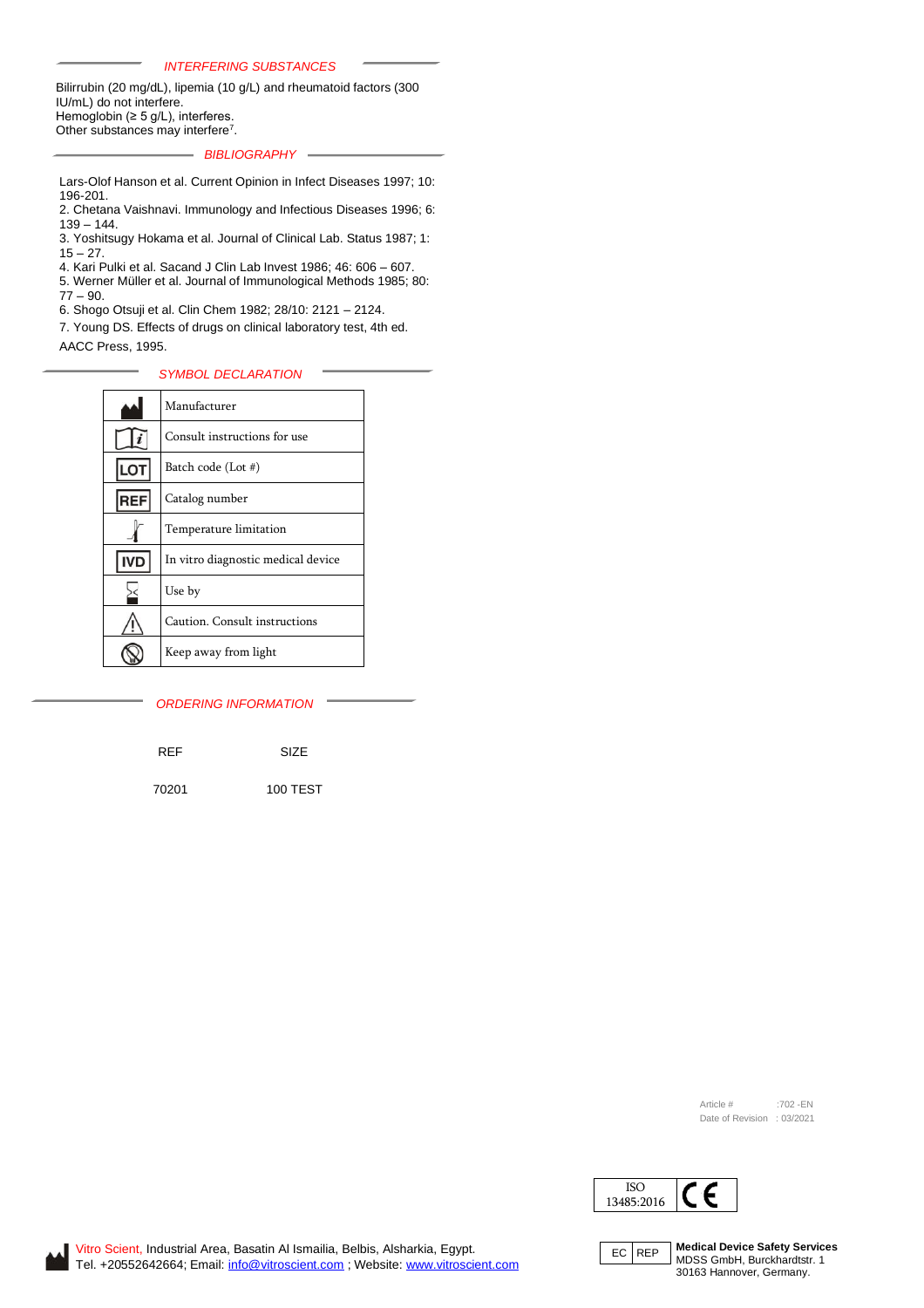## INTERFERING SUBSTANCES

Bilirrubin (20 mg/dL), lipemia (10 g/L) and rheumatoid factors (300 IU/mL) do not interfere.
Hemoglobin (≥ 5 g/L), interferes.
Other substances may interfere[7].

## BIBLIOGRAPHY

Lars-Olof Hanson et al. Current Opinion in Infect Diseases 1997; 10: 196-201.
2. Chetana Vaishnavi. Immunology and Infectious Diseases 1996; 6: 139 – 144.
3. Yoshitsugy Hokama et al. Journal of Clinical Lab. Status 1987; 1: 15 – 27.
4. Kari Pulki et al. Sacand J Clin Lab Invest 1986; 46: 606 – 607.
5. Werner Müller et al. Journal of Immunological Methods 1985; 80: 77 – 90.
6. Shogo Otsuji et al. Clin Chem 1982; 28/10: 2121 – 2124.
7. Young DS. Effects of drugs on clinical laboratory test, 4th ed. AACC Press, 1995.

## SYMBOL DECLARATION

| | |
|---|---|
| | Manufacturer |
| | Consult instructions for use |
| LOT | Batch code (Lot #) |
| REF | Catalog number |
| | Temperature limitation |
| IVD | In vitro diagnostic medical device |
| | Use by |
| | Caution. Consult instructions |
| | Keep away from light |

## ORDERING INFORMATION

| REF | SIZE |
|---|---|
| 70201 | 100 TEST |

Article # :702 -EN
Date of Revision : 03/2021

ISO 13485:2016 CE

Vitro Scient, Industrial Area, Basatin Al Ismailia, Belbis, Alsharkia, Egypt.
Tel. +20552642664; Email: info@vitroscient.com ; Website: www.vitroscient.com

EC REP **Medical Device Safety Services**
MDSS GmbH, Burckhardtstr. 1
30163 Hannover, Germany.